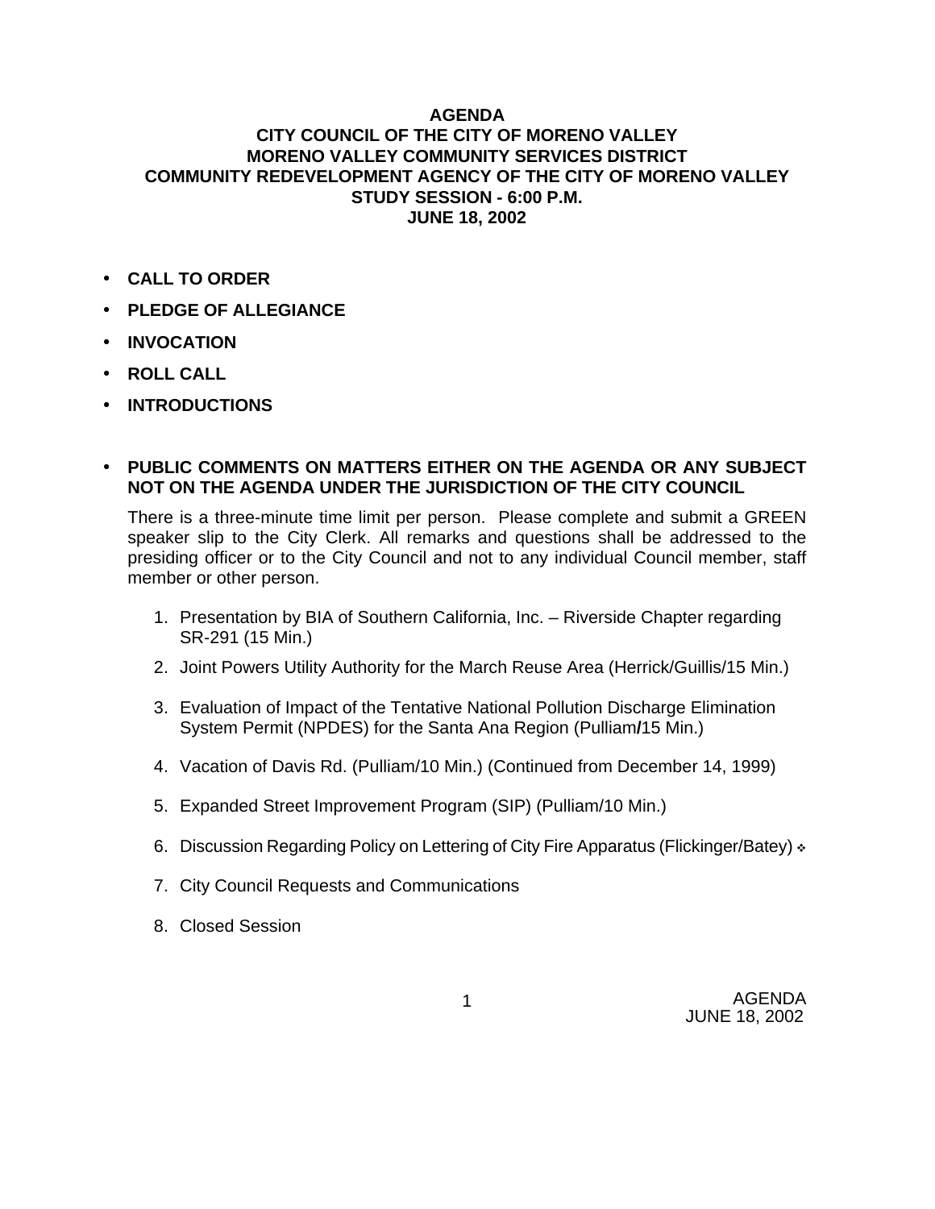**AGENDA**
**CITY COUNCIL OF THE CITY OF MORENO VALLEY**
**MORENO VALLEY COMMUNITY SERVICES DISTRICT**
**COMMUNITY REDEVELOPMENT AGENCY OF THE CITY OF MORENO VALLEY**
**STUDY SESSION - 6:00 P.M.**
**JUNE 18, 2002**

- **CALL TO ORDER**
- **PLEDGE OF ALLEGIANCE**
- **INVOCATION**
- **ROLL CALL**
- **INTRODUCTIONS**

- **PUBLIC COMMENTS ON MATTERS EITHER ON THE AGENDA OR ANY SUBJECT NOT ON THE AGENDA UNDER THE JURISDICTION OF THE CITY COUNCIL**

  There is a three-minute time limit per person. Please complete and submit a GREEN speaker slip to the City Clerk. All remarks and questions shall be addressed to the presiding officer or to the City Council and not to any individual Council member, staff member or other person.

  1. Presentation by BIA of Southern California, Inc. – Riverside Chapter regarding SR-291 (15 Min.)
  2. Joint Powers Utility Authority for the March Reuse Area (Herrick/Guillis/15 Min.)
  3. Evaluation of Impact of the Tentative National Pollution Discharge Elimination System Permit (NPDES) for the Santa Ana Region (Pulliam/15 Min.)
  4. Vacation of Davis Rd. (Pulliam/10 Min.) (Continued from December 14, 1999)
  5. Expanded Street Improvement Program (SIP) (Pulliam/10 Min.)
  6. Discussion Regarding Policy on Lettering of City Fire Apparatus (Flickinger/Batey) ❖
  7. City Council Requests and Communications
  8. Closed Session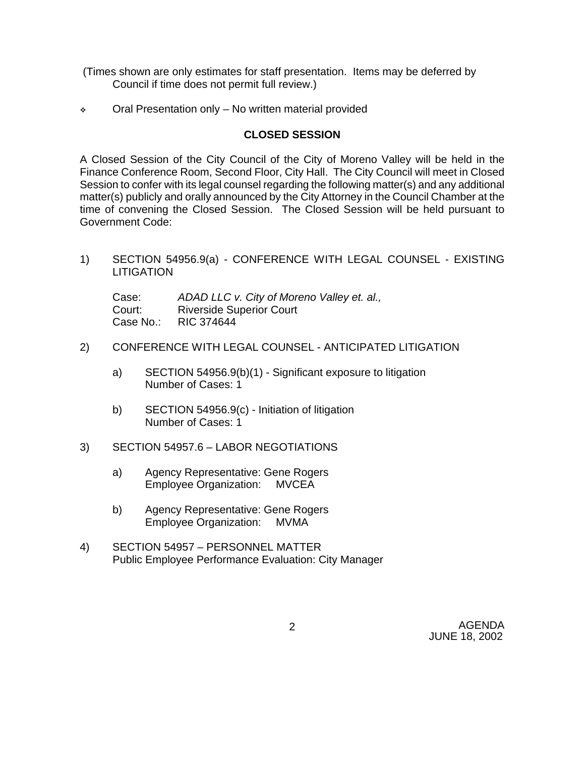(Times shown are only estimates for staff presentation. Items may be deferred by Council if time does not permit full review.)

❖ Oral Presentation only – No written material provided

## CLOSED SESSION

A Closed Session of the City Council of the City of Moreno Valley will be held in the Finance Conference Room, Second Floor, City Hall. The City Council will meet in Closed Session to confer with its legal counsel regarding the following matter(s) and any additional matter(s) publicly and orally announced by the City Attorney in the Council Chamber at the time of convening the Closed Session. The Closed Session will be held pursuant to Government Code:

1) SECTION 54956.9(a) - CONFERENCE WITH LEGAL COUNSEL - EXISTING LITIGATION

   Case: *ADAD LLC v. City of Moreno Valley et. al.,*
   Court: Riverside Superior Court
   Case No.: RIC 374644

2) CONFERENCE WITH LEGAL COUNSEL - ANTICIPATED LITIGATION

   a) SECTION 54956.9(b)(1) - Significant exposure to litigation
      Number of Cases: 1

   b) SECTION 54956.9(c) - Initiation of litigation
      Number of Cases: 1

3) SECTION 54957.6 – LABOR NEGOTIATIONS

   a) Agency Representative: Gene Rogers
      Employee Organization: MVCEA

   b) Agency Representative: Gene Rogers
      Employee Organization: MVMA

4) SECTION 54957 – PERSONNEL MATTER
   Public Employee Performance Evaluation: City Manager